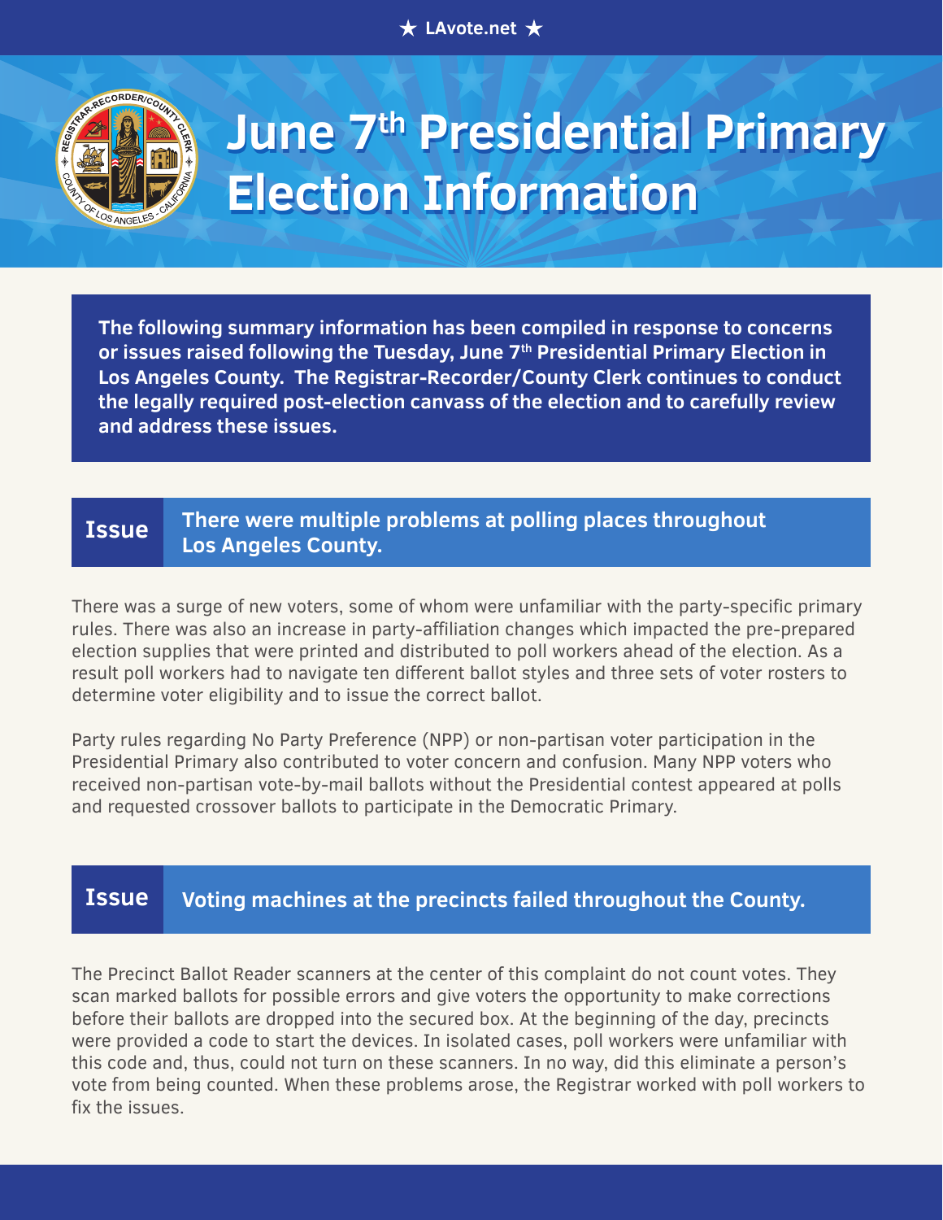★ LAvote.net ★

# June 7th Presidential Primary Election Information

**The following summary information has been compiled in response to concerns or issues raised following the Tuesday, June 7th Presidential Primary Election in Los Angeles County. The Registrar-Recorder/County Clerk continues to conduct the legally required post-election canvass of the election and to carefully review and address these issues.**

## Issue: There were multiple problems at polling places throughout Los Angeles County.

There was a surge of new voters, some of whom were unfamiliar with the party-specific primary rules. There was also an increase in party-affiliation changes which impacted the pre-prepared election supplies that were printed and distributed to poll workers ahead of the election. As a result poll workers had to navigate ten different ballot styles and three sets of voter rosters to determine voter eligibility and to issue the correct ballot.

Party rules regarding No Party Preference (NPP) or non-partisan voter participation in the Presidential Primary also contributed to voter concern and confusion. Many NPP voters who received non-partisan vote-by-mail ballots without the Presidential contest appeared at polls and requested crossover ballots to participate in the Democratic Primary.

## Issue: Voting machines at the precincts failed throughout the County.

The Precinct Ballot Reader scanners at the center of this complaint do not count votes. They scan marked ballots for possible errors and give voters the opportunity to make corrections before their ballots are dropped into the secured box. At the beginning of the day, precincts were provided a code to start the devices. In isolated cases, poll workers were unfamiliar with this code and, thus, could not turn on these scanners. In no way, did this eliminate a person's vote from being counted. When these problems arose, the Registrar worked with poll workers to fix the issues.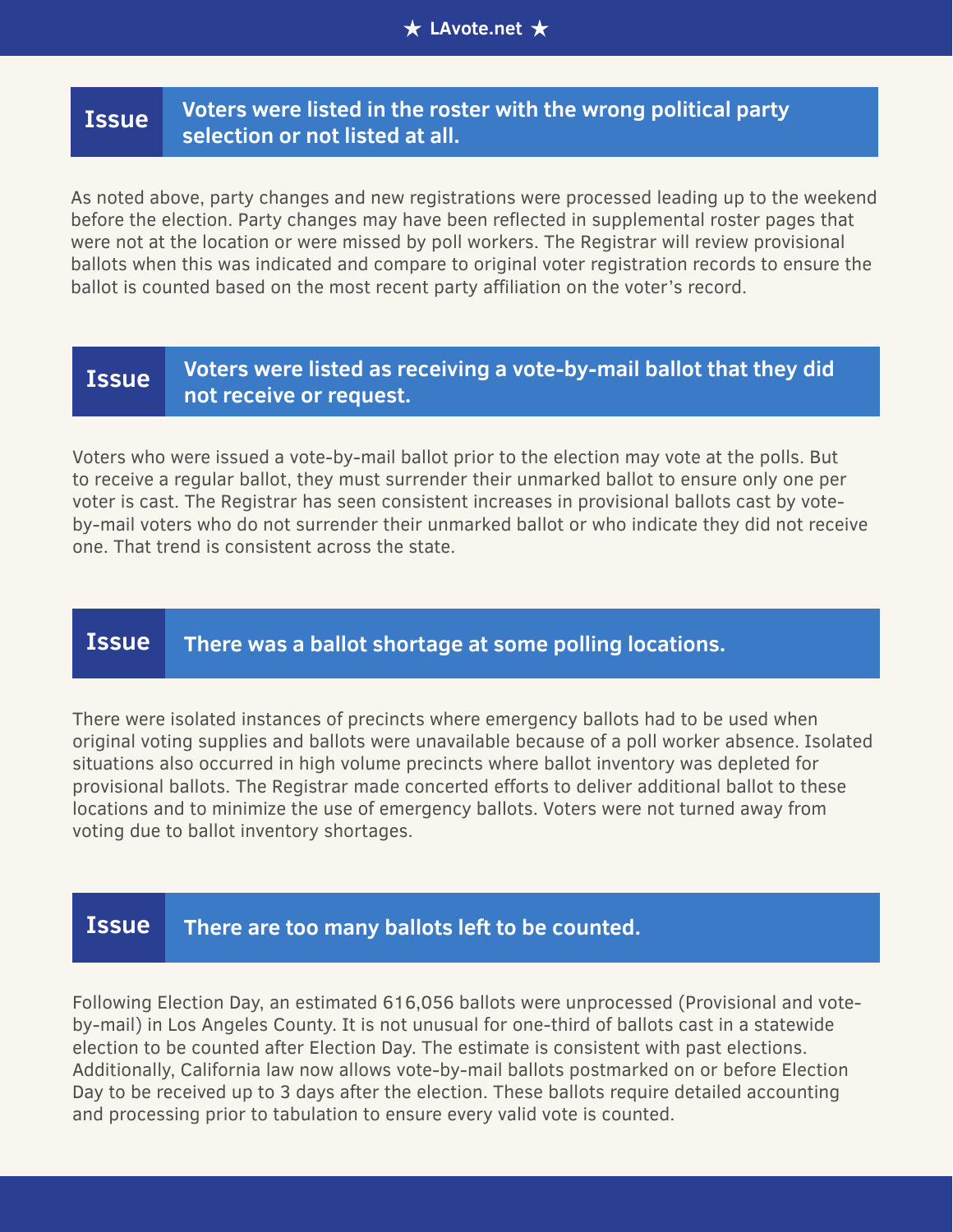## Issue: Voters were listed in the roster with the wrong political party selection or not listed at all.

As noted above, party changes and new registrations were processed leading up to the weekend before the election. Party changes may have been reflected in supplemental roster pages that were not at the location or were missed by poll workers. The Registrar will review provisional ballots when this was indicated and compare to original voter registration records to ensure the ballot is counted based on the most recent party affiliation on the voter's record.

## Issue: Voters were listed as receiving a vote-by-mail ballot that they did not receive or request.

Voters who were issued a vote-by-mail ballot prior to the election may vote at the polls. But to receive a regular ballot, they must surrender their unmarked ballot to ensure only one per voter is cast. The Registrar has seen consistent increases in provisional ballots cast by vote-by-mail voters who do not surrender their unmarked ballot or who indicate they did not receive one. That trend is consistent across the state.

## Issue: There was a ballot shortage at some polling locations.

There were isolated instances of precincts where emergency ballots had to be used when original voting supplies and ballots were unavailable because of a poll worker absence. Isolated situations also occurred in high volume precincts where ballot inventory was depleted for provisional ballots. The Registrar made concerted efforts to deliver additional ballot to these locations and to minimize the use of emergency ballots. Voters were not turned away from voting due to ballot inventory shortages.

## Issue: There are too many ballots left to be counted.

Following Election Day, an estimated 616,056 ballots were unprocessed (Provisional and vote-by-mail) in Los Angeles County. It is not unusual for one-third of ballots cast in a statewide election to be counted after Election Day. The estimate is consistent with past elections. Additionally, California law now allows vote-by-mail ballots postmarked on or before Election Day to be received up to 3 days after the election. These ballots require detailed accounting and processing prior to tabulation to ensure every valid vote is counted.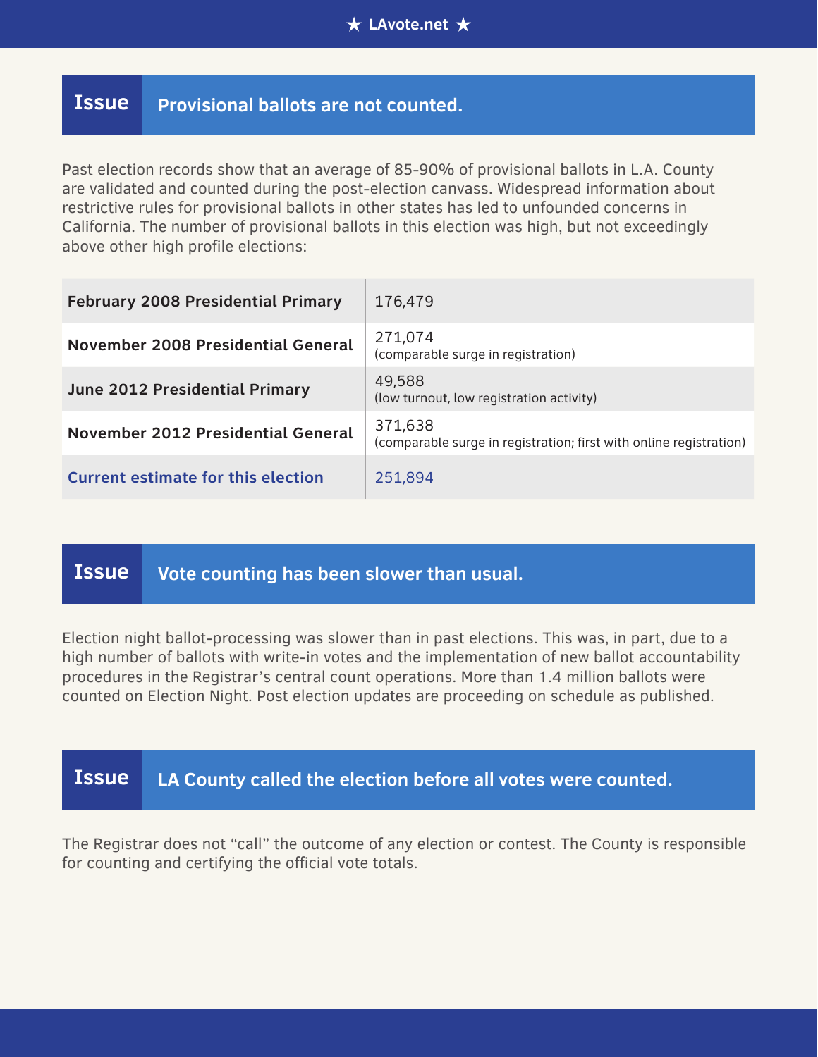## Issue: Provisional ballots are not counted.

Past election records show that an average of 85-90% of provisional ballots in L.A. County are validated and counted during the post-election canvass. Widespread information about restrictive rules for provisional ballots in other states has led to unfounded concerns in California. The number of provisional ballots in this election was high, but not exceedingly above other high profile elections:

| | |
|---|---|
| **February 2008 Presidential Primary** | 176,479 |
| **November 2008 Presidential General** | 271,074 (comparable surge in registration) |
| **June 2012 Presidential Primary** | 49,588 (low turnout, low registration activity) |
| **November 2012 Presidential General** | 371,638 (comparable surge in registration; first with online registration) |
| **Current estimate for this election** | 251,894 |

## Issue: Vote counting has been slower than usual.

Election night ballot-processing was slower than in past elections. This was, in part, due to a high number of ballots with write-in votes and the implementation of new ballot accountability procedures in the Registrar's central count operations. More than 1.4 million ballots were counted on Election Night. Post election updates are proceeding on schedule as published.

## Issue: LA County called the election before all votes were counted.

The Registrar does not "call" the outcome of any election or contest. The County is responsible for counting and certifying the official vote totals.